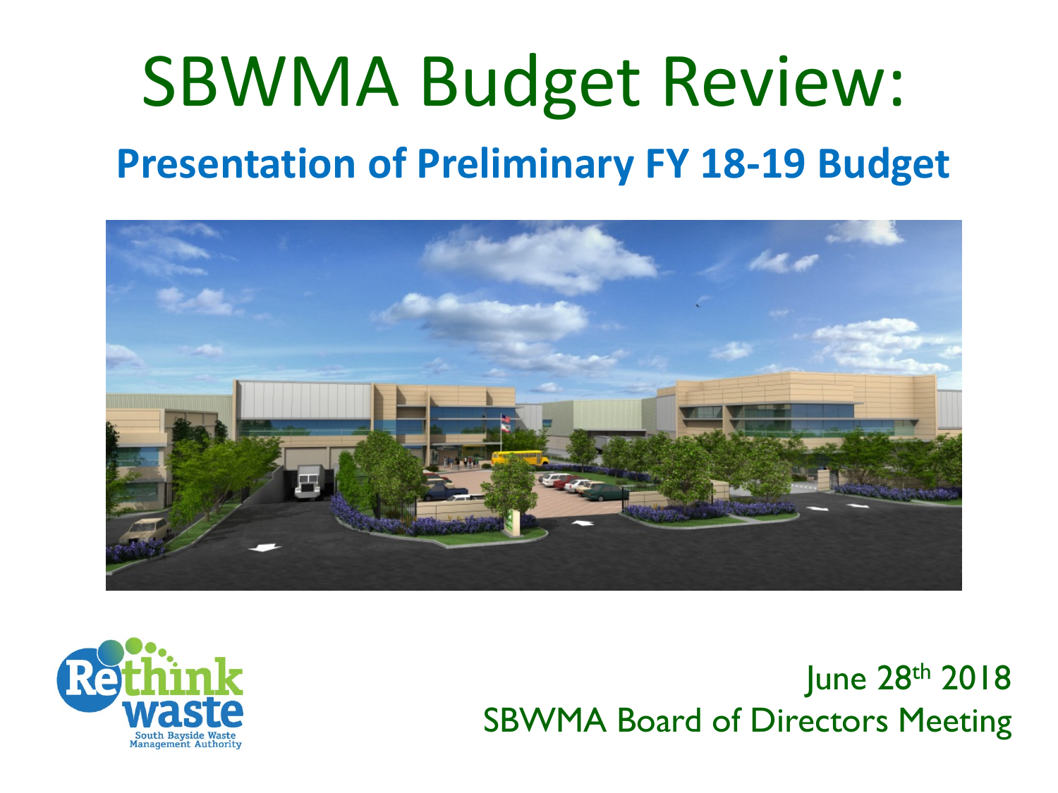# SBWMA Budget Review:

## Presentation of Preliminary FY 18-19 Budget

June 28th 2018

SBWMA Board of Directors Meeting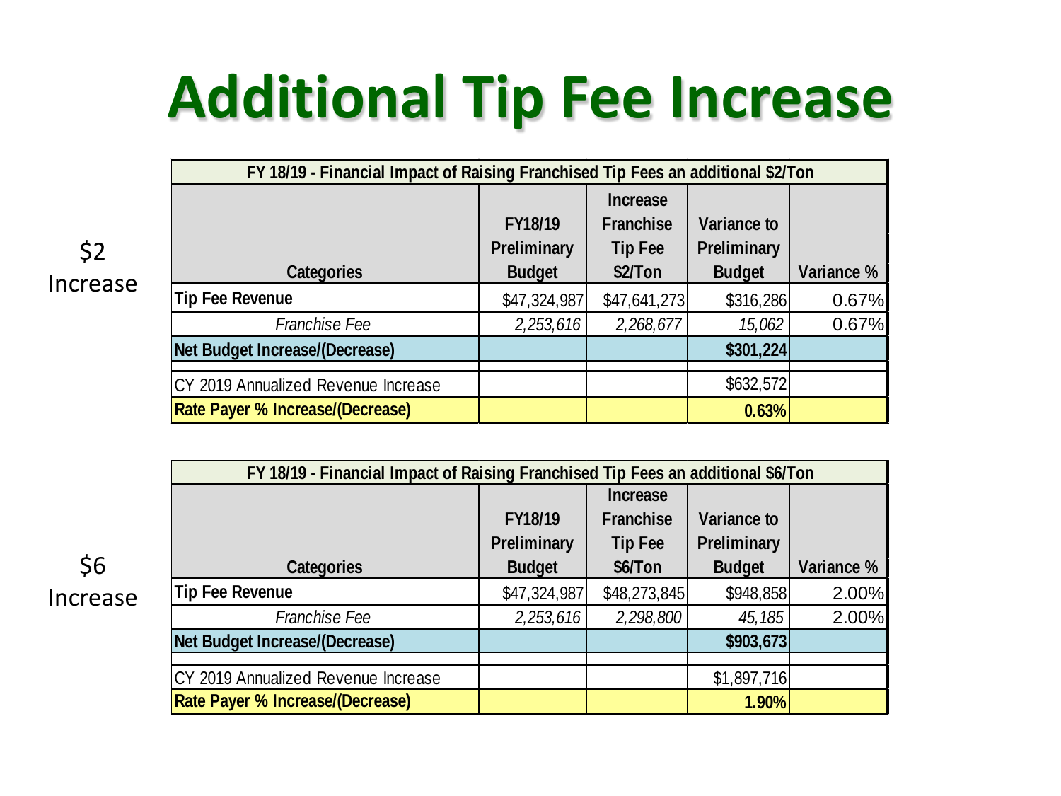# Additional Tip Fee Increase

$2 Increase

| FY 18/19 - Financial Impact of Raising Franchised Tip Fees an additional $2/Ton | | | | |
|---|---|---|---|---|
| **Categories** | **FY18/19 Preliminary Budget** | **Increase Franchise Tip Fee $2/Ton** | **Variance to Preliminary Budget** | **Variance %** |
| **Tip Fee Revenue** | $47,324,987 | $47,641,273 | $316,286 | 0.67% |
| *Franchise Fee* | *2,253,616* | *2,268,677* | *15,062* | 0.67% |
| **Net Budget Increase/(Decrease)** | | | **$301,224** | |
| | | | | |
| CY 2019 Annualized Revenue Increase | | | $632,572 | |
| **Rate Payer % Increase/(Decrease)** | | | **0.63%** | |

$6 Increase

| FY 18/19 - Financial Impact of Raising Franchised Tip Fees an additional $6/Ton | | | | |
|---|---|---|---|---|
| **Categories** | **FY18/19 Preliminary Budget** | **Increase Franchise Tip Fee $6/Ton** | **Variance to Preliminary Budget** | **Variance %** |
| **Tip Fee Revenue** | $47,324,987 | $48,273,845 | $948,858 | 2.00% |
| *Franchise Fee* | *2,253,616* | *2,298,800* | *45,185* | 2.00% |
| **Net Budget Increase/(Decrease)** | | | **$903,673** | |
| | | | | |
| CY 2019 Annualized Revenue Increase | | | $1,897,716 | |
| **Rate Payer % Increase/(Decrease)** | | | **1.90%** | |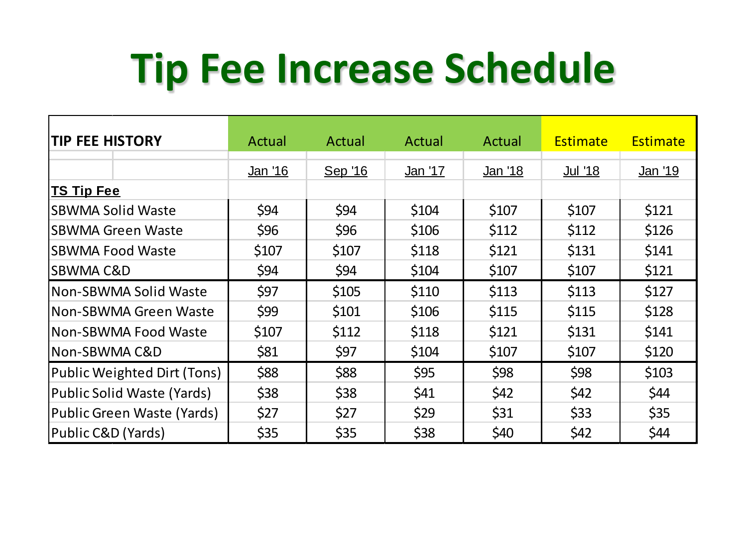# Tip Fee Increase Schedule

| TIP FEE HISTORY | Actual | Actual | Actual | Actual | Estimate | Estimate |
|---|---|---|---|---|---|---|
| | Jan '16 | Sep '16 | Jan '17 | Jan '18 | Jul '18 | Jan '19 |
| **TS Tip Fee** | | | | | | |
| SBWMA Solid Waste | $94 | $94 | $104 | $107 | $107 | $121 |
| SBWMA Green Waste | $96 | $96 | $106 | $112 | $112 | $126 |
| SBWMA Food Waste | $107 | $107 | $118 | $121 | $131 | $141 |
| SBWMA C&D | $94 | $94 | $104 | $107 | $107 | $121 |
| Non-SBWMA Solid Waste | $97 | $105 | $110 | $113 | $113 | $127 |
| Non-SBWMA Green Waste | $99 | $101 | $106 | $115 | $115 | $128 |
| Non-SBWMA Food Waste | $107 | $112 | $118 | $121 | $131 | $141 |
| Non-SBWMA C&D | $81 | $97 | $104 | $107 | $107 | $120 |
| Public Weighted Dirt (Tons) | $88 | $88 | $95 | $98 | $98 | $103 |
| Public Solid Waste (Yards) | $38 | $38 | $41 | $42 | $42 | $44 |
| Public Green Waste (Yards) | $27 | $27 | $29 | $31 | $33 | $35 |
| Public C&D (Yards) | $35 | $35 | $38 | $40 | $42 | $44 |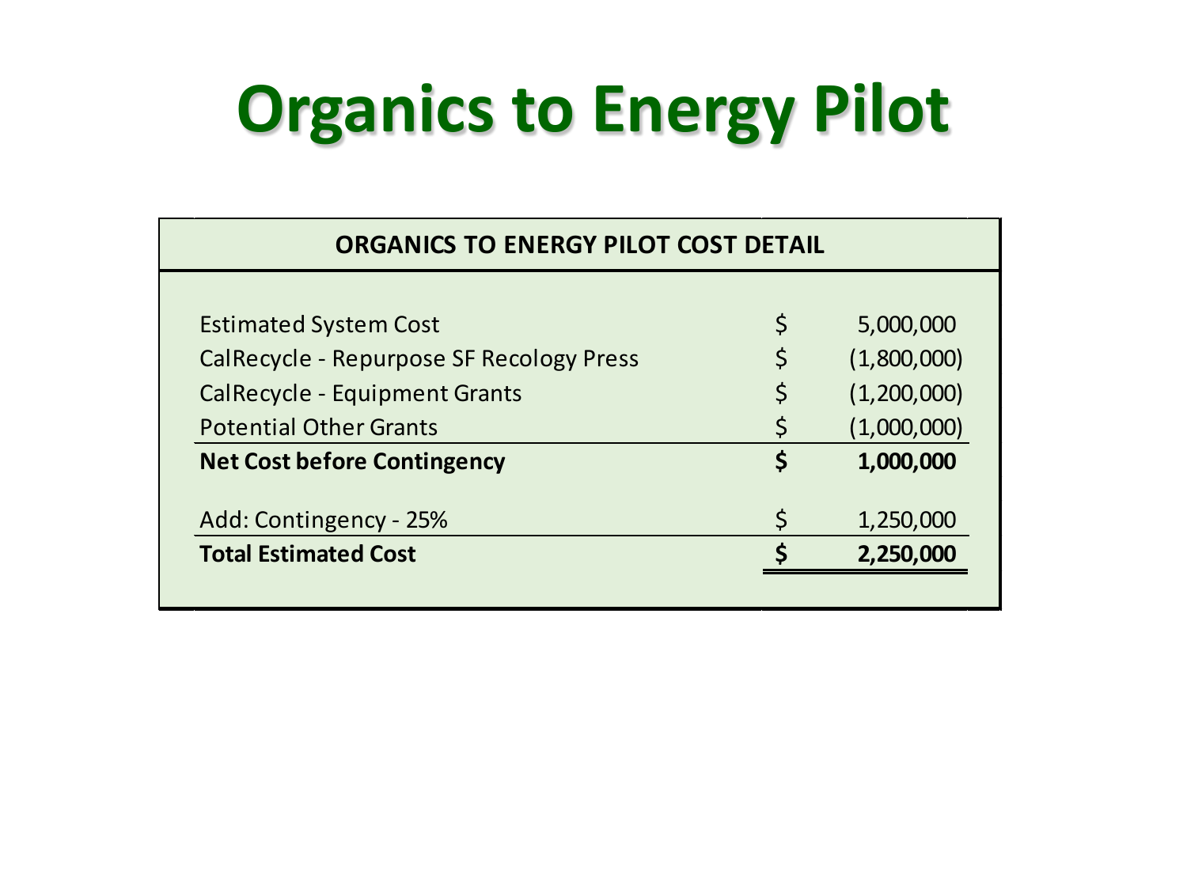# Organics to Energy Pilot

| ORGANICS TO ENERGY PILOT COST DETAIL | | |
|---|---|---|
| Estimated System Cost | $ | 5,000,000 |
| CalRecycle - Repurpose SF Recology Press | $ | (1,800,000) |
| CalRecycle - Equipment Grants | $ | (1,200,000) |
| Potential Other Grants | $ | (1,000,000) |
| **Net Cost before Contingency** | **$** | **1,000,000** |
| Add: Contingency - 25% | $ | 1,250,000 |
| **Total Estimated Cost** | **$** | **2,250,000** |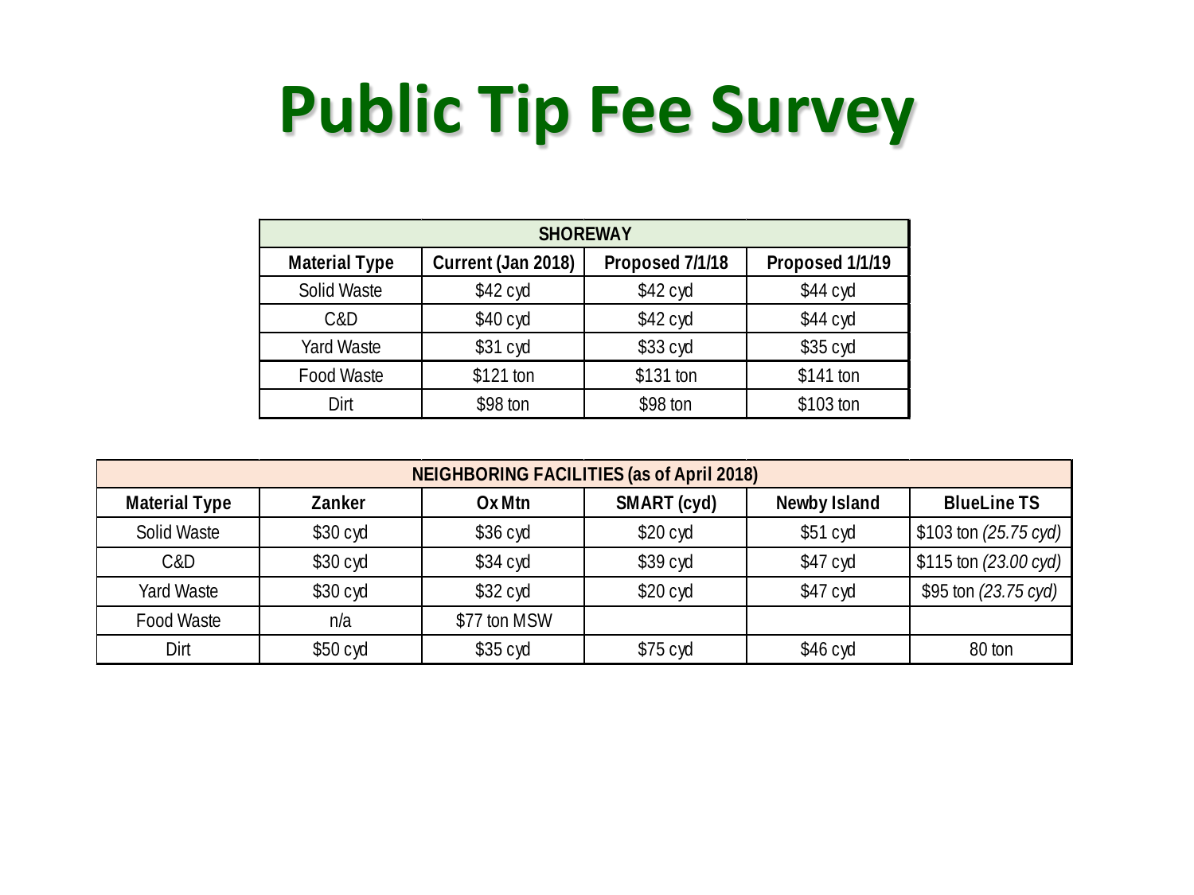# Public Tip Fee Survey

| SHOREWAY | | | |
|---|---|---|---|
| **Material Type** | **Current (Jan 2018)** | **Proposed 7/1/18** | **Proposed 1/1/19** |
| Solid Waste | $42 cyd | $42 cyd | $44 cyd |
| C&D | $40 cyd | $42 cyd | $44 cyd |
| Yard Waste | $31 cyd | $33 cyd | $35 cyd |
| Food Waste | $121 ton | $131 ton | $141 ton |
| Dirt | $98 ton | $98 ton | $103 ton |

| NEIGHBORING FACILITIES (as of April 2018) | | | | | |
|---|---|---|---|---|---|
| **Material Type** | **Zanker** | **Ox Mtn** | **SMART (cyd)** | **Newby Island** | **BlueLine TS** |
| Solid Waste | $30 cyd | $36 cyd | $20 cyd | $51 cyd | $103 ton *(25.75 cyd)* |
| C&D | $30 cyd | $34 cyd | $39 cyd | $47 cyd | $115 ton *(23.00 cyd)* |
| Yard Waste | $30 cyd | $32 cyd | $20 cyd | $47 cyd | $95 ton *(23.75 cyd)* |
| Food Waste | n/a | $77 ton MSW | | | |
| Dirt | $50 cyd | $35 cyd | $75 cyd | $46 cyd | 80 ton |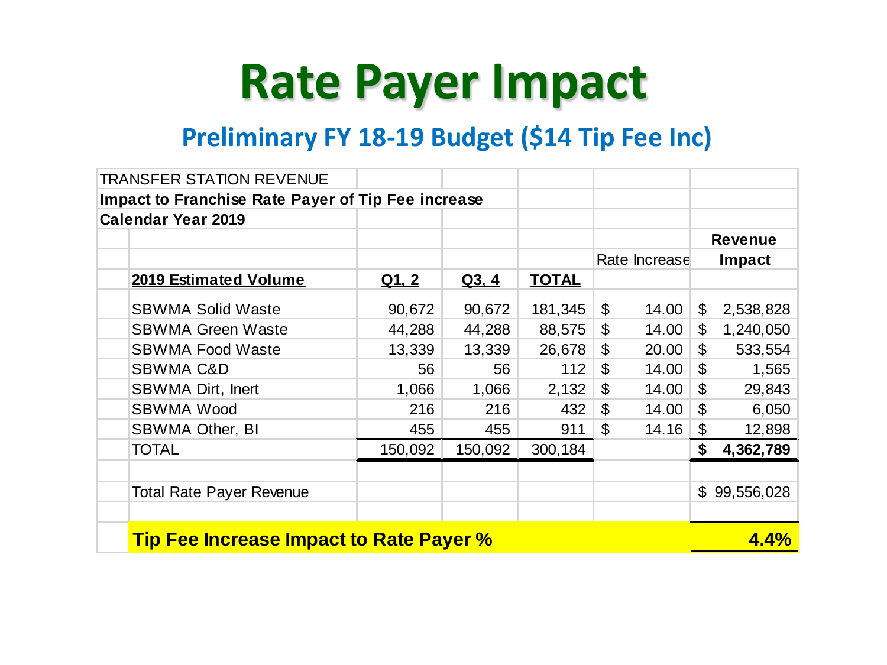# Rate Payer Impact

## Preliminary FY 18-19 Budget ($14 Tip Fee Inc)

| TRANSFER STATION REVENUE | | | | | |
|---|---|---|---|---|---|
| **Impact to Franchise Rate Payer of Tip Fee increase** | | | | | |
| **Calendar Year 2019** | | | | | |
| | | | | | **Revenue** |
| | | | | Rate Increase | **Impact** |
| **2019 Estimated Volume** | **Q1, 2** | **Q3, 4** | **TOTAL** | | |
| SBWMA Solid Waste | 90,672 | 90,672 | 181,345 | $ 14.00 | $ 2,538,828 |
| SBWMA Green Waste | 44,288 | 44,288 | 88,575 | $ 14.00 | $ 1,240,050 |
| SBWMA Food Waste | 13,339 | 13,339 | 26,678 | $ 20.00 | $ 533,554 |
| SBWMA C&D | 56 | 56 | 112 | $ 14.00 | $ 1,565 |
| SBWMA Dirt, Inert | 1,066 | 1,066 | 2,132 | $ 14.00 | $ 29,843 |
| SBWMA Wood | 216 | 216 | 432 | $ 14.00 | $ 6,050 |
| SBWMA Other, BI | 455 | 455 | 911 | $ 14.16 | $ 12,898 |
| TOTAL | 150,092 | 150,092 | 300,184 | | **$ 4,362,789** |
| | | | | | |
| Total Rate Payer Revenue | | | | | $ 99,556,028 |
| | | | | | |
| **Tip Fee Increase Impact to Rate Payer %** | | | | | **4.4%** |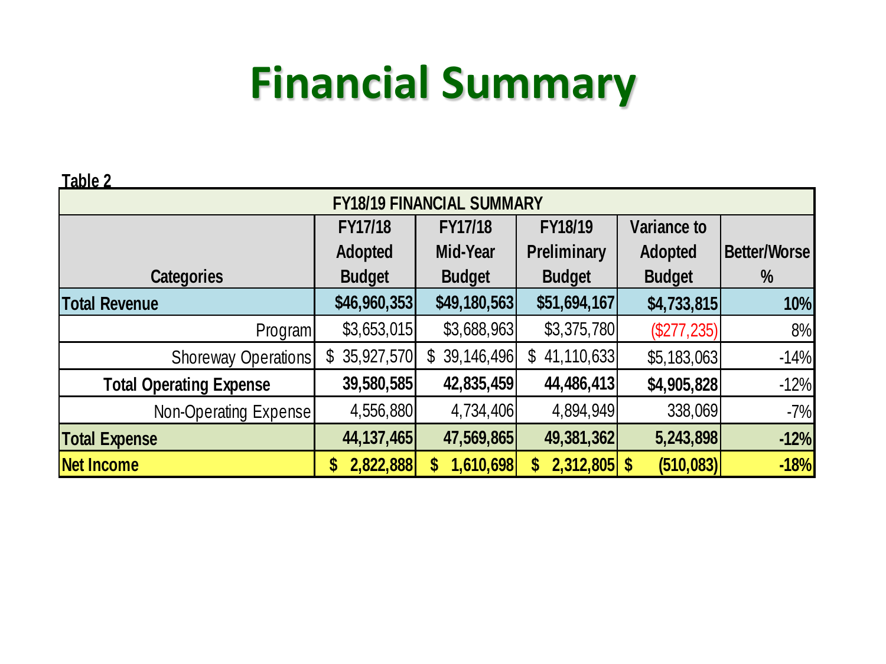# Financial Summary

**Table 2**

| FY18/19 FINANCIAL SUMMARY | | | | | |
|---|---|---|---|---|---|
| **Categories** | **FY17/18 Adopted Budget** | **FY17/18 Mid-Year Budget** | **FY18/19 Preliminary Budget** | **Variance to Adopted Budget** | **Better/Worse %** |
| **Total Revenue** | **$46,960,353** | **$49,180,563** | **$51,694,167** | **$4,733,815** | **10%** |
| Program | $3,653,015 | $3,688,963 | $3,375,780 | ($277,235) | 8% |
| Shoreway Operations | $ 35,927,570 | $ 39,146,496 | $ 41,110,633 | $5,183,063 | -14% |
| **Total Operating Expense** | **39,580,585** | **42,835,459** | **44,486,413** | **$4,905,828** | -12% |
| Non-Operating Expense | 4,556,880 | 4,734,406 | 4,894,949 | 338,069 | -7% |
| **Total Expense** | **44,137,465** | **47,569,865** | **49,381,362** | **5,243,898** | **-12%** |
| **Net Income** | **$ 2,822,888** | **$ 1,610,698** | **$ 2,312,805** | **$ (510,083)** | **-18%** |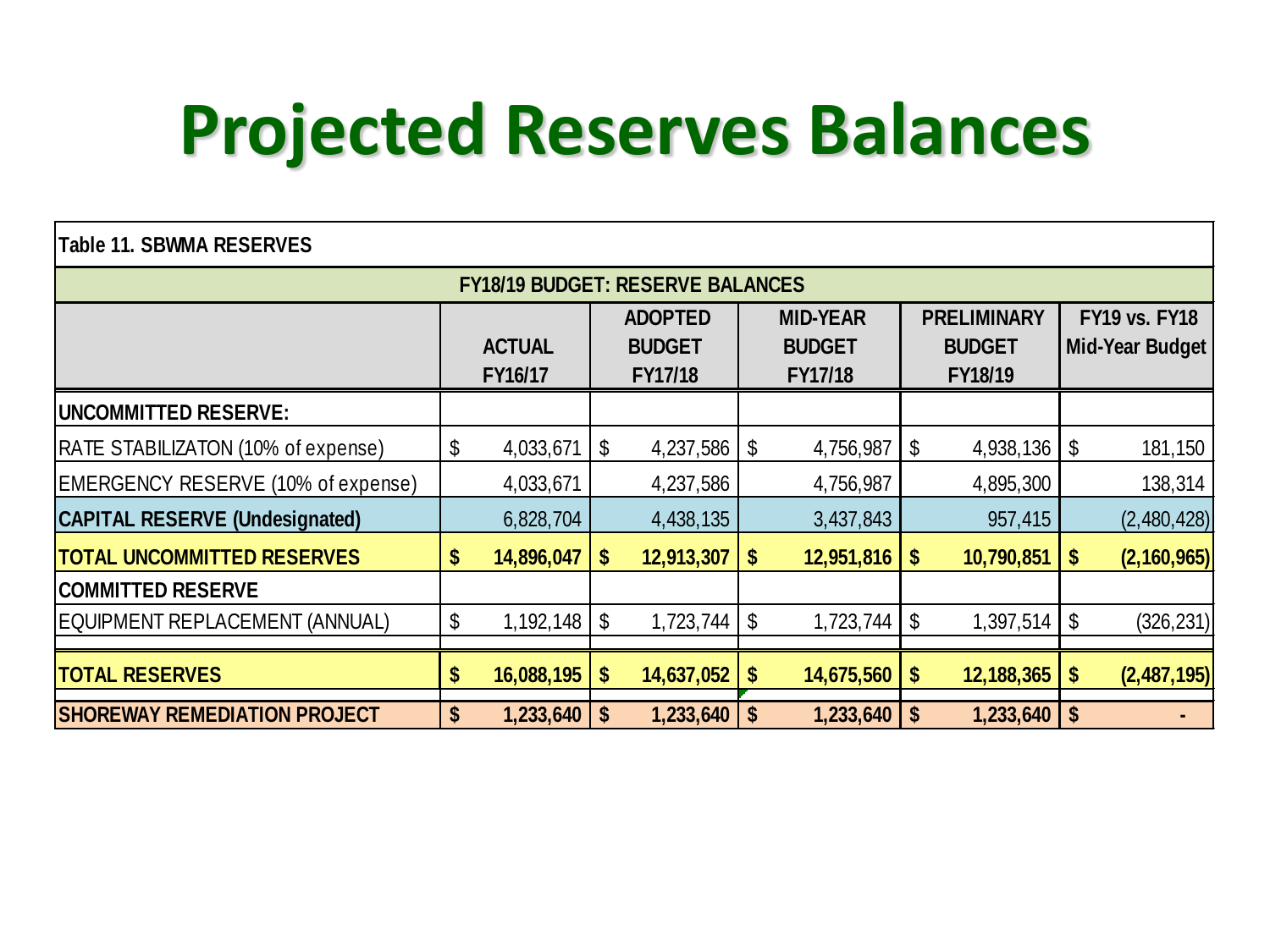# Projected Reserves Balances

| Table 11. SBWMA RESERVES | | | | | |
|---|---|---|---|---|---|
| FY18/19 BUDGET: RESERVE BALANCES | | | | | |
| | ACTUAL FY16/17 | ADOPTED BUDGET FY17/18 | MID-YEAR BUDGET FY17/18 | PRELIMINARY BUDGET FY18/19 | FY19 vs. FY18 Mid-Year Budget |
| **UNCOMMITTED RESERVE:** | | | | | |
| RATE STABILIZATON (10% of expense) | $ 4,033,671 | $ 4,237,586 | $ 4,756,987 | $ 4,938,136 | $ 181,150 |
| EMERGENCY RESERVE (10% of expense) | 4,033,671 | 4,237,586 | 4,756,987 | 4,895,300 | 138,314 |
| **CAPITAL RESERVE (Undesignated)** | 6,828,704 | 4,438,135 | 3,437,843 | 957,415 | (2,480,428) |
| **TOTAL UNCOMMITTED RESERVES** | **$ 14,896,047** | **$ 12,913,307** | **$ 12,951,816** | **$ 10,790,851** | **$ (2,160,965)** |
| **COMMITTED RESERVE** | | | | | |
| EQUIPMENT REPLACEMENT (ANNUAL) | $ 1,192,148 | $ 1,723,744 | $ 1,723,744 | $ 1,397,514 | $ (326,231) |
| **TOTAL RESERVES** | **$ 16,088,195** | **$ 14,637,052** | **$ 14,675,560** | **$ 12,188,365** | **$ (2,487,195)** |
| **SHOREWAY REMEDIATION PROJECT** | **$ 1,233,640** | **$ 1,233,640** | **$ 1,233,640** | **$ 1,233,640** | **$ -** |